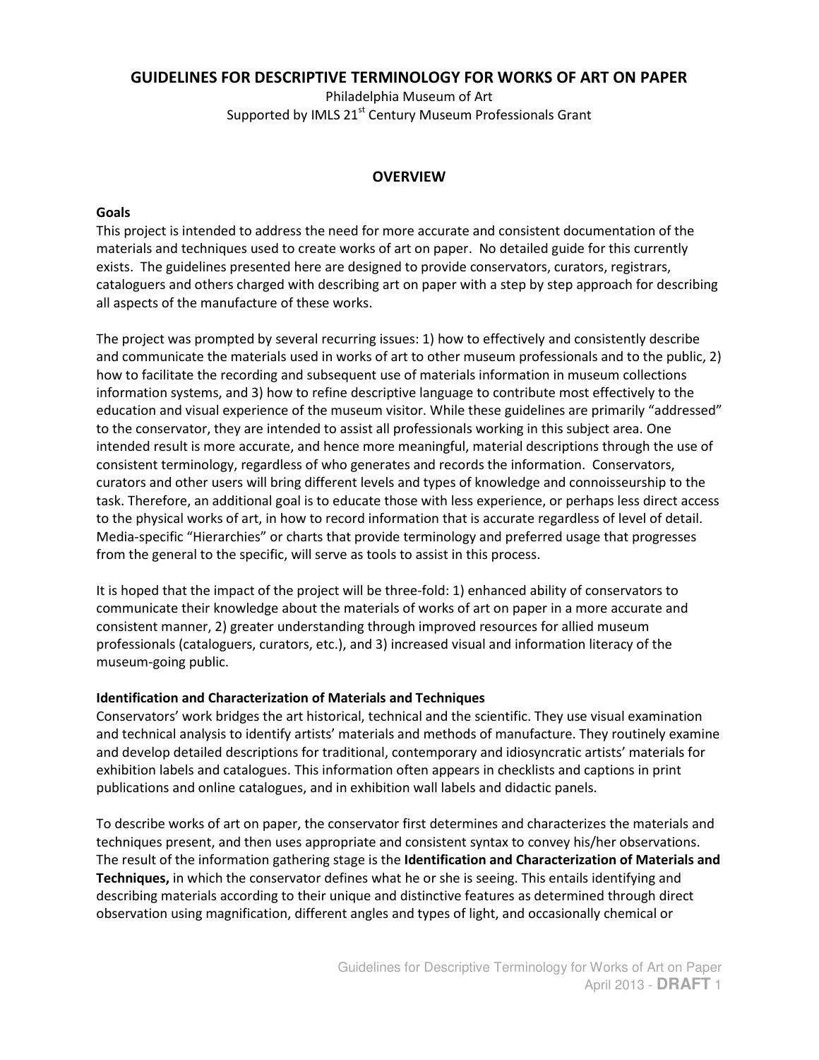# GUIDELINES FOR DESCRIPTIVE TERMINOLOGY FOR WORKS OF ART ON PAPER

Philadelphia Museum of Art
Supported by IMLS 21st Century Museum Professionals Grant

## OVERVIEW

### Goals

This project is intended to address the need for more accurate and consistent documentation of the materials and techniques used to create works of art on paper. No detailed guide for this currently exists. The guidelines presented here are designed to provide conservators, curators, registrars, cataloguers and others charged with describing art on paper with a step by step approach for describing all aspects of the manufacture of these works.

The project was prompted by several recurring issues: 1) how to effectively and consistently describe and communicate the materials used in works of art to other museum professionals and to the public, 2) how to facilitate the recording and subsequent use of materials information in museum collections information systems, and 3) how to refine descriptive language to contribute most effectively to the education and visual experience of the museum visitor. While these guidelines are primarily "addressed" to the conservator, they are intended to assist all professionals working in this subject area. One intended result is more accurate, and hence more meaningful, material descriptions through the use of consistent terminology, regardless of who generates and records the information. Conservators, curators and other users will bring different levels and types of knowledge and connoisseurship to the task. Therefore, an additional goal is to educate those with less experience, or perhaps less direct access to the physical works of art, in how to record information that is accurate regardless of level of detail. Media-specific "Hierarchies" or charts that provide terminology and preferred usage that progresses from the general to the specific, will serve as tools to assist in this process.

It is hoped that the impact of the project will be three-fold: 1) enhanced ability of conservators to communicate their knowledge about the materials of works of art on paper in a more accurate and consistent manner, 2) greater understanding through improved resources for allied museum professionals (cataloguers, curators, etc.), and 3) increased visual and information literacy of the museum-going public.

### Identification and Characterization of Materials and Techniques

Conservators' work bridges the art historical, technical and the scientific. They use visual examination and technical analysis to identify artists' materials and methods of manufacture. They routinely examine and develop detailed descriptions for traditional, contemporary and idiosyncratic artists' materials for exhibition labels and catalogues. This information often appears in checklists and captions in print publications and online catalogues, and in exhibition wall labels and didactic panels.

To describe works of art on paper, the conservator first determines and characterizes the materials and techniques present, and then uses appropriate and consistent syntax to convey his/her observations. The result of the information gathering stage is the **Identification and Characterization of Materials and Techniques,** in which the conservator defines what he or she is seeing. This entails identifying and describing materials according to their unique and distinctive features as determined through direct observation using magnification, different angles and types of light, and occasionally chemical or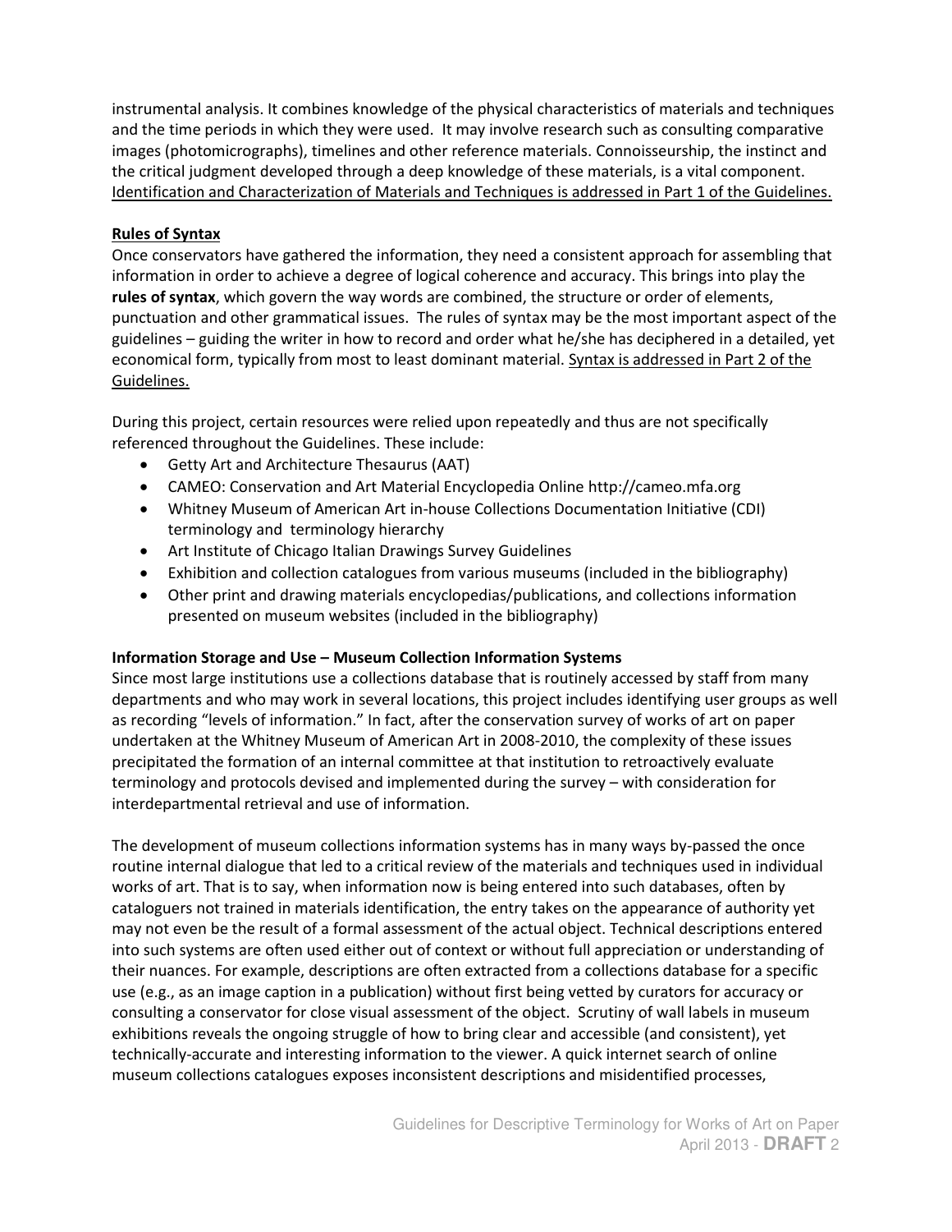instrumental analysis. It combines knowledge of the physical characteristics of materials and techniques and the time periods in which they were used. It may involve research such as consulting comparative images (photomicrographs), timelines and other reference materials. Connoisseurship, the instinct and the critical judgment developed through a deep knowledge of these materials, is a vital component. Identification and Characterization of Materials and Techniques is addressed in Part 1 of the Guidelines.

### Rules of Syntax

Once conservators have gathered the information, they need a consistent approach for assembling that information in order to achieve a degree of logical coherence and accuracy. This brings into play the **rules of syntax**, which govern the way words are combined, the structure or order of elements, punctuation and other grammatical issues. The rules of syntax may be the most important aspect of the guidelines – guiding the writer in how to record and order what he/she has deciphered in a detailed, yet economical form, typically from most to least dominant material. Syntax is addressed in Part 2 of the Guidelines.

During this project, certain resources were relied upon repeatedly and thus are not specifically referenced throughout the Guidelines. These include:

- Getty Art and Architecture Thesaurus (AAT)
- CAMEO: Conservation and Art Material Encyclopedia Online http://cameo.mfa.org
- Whitney Museum of American Art in-house Collections Documentation Initiative (CDI) terminology and terminology hierarchy
- Art Institute of Chicago Italian Drawings Survey Guidelines
- Exhibition and collection catalogues from various museums (included in the bibliography)
- Other print and drawing materials encyclopedias/publications, and collections information presented on museum websites (included in the bibliography)

### Information Storage and Use – Museum Collection Information Systems

Since most large institutions use a collections database that is routinely accessed by staff from many departments and who may work in several locations, this project includes identifying user groups as well as recording "levels of information." In fact, after the conservation survey of works of art on paper undertaken at the Whitney Museum of American Art in 2008-2010, the complexity of these issues precipitated the formation of an internal committee at that institution to retroactively evaluate terminology and protocols devised and implemented during the survey – with consideration for interdepartmental retrieval and use of information.

The development of museum collections information systems has in many ways by-passed the once routine internal dialogue that led to a critical review of the materials and techniques used in individual works of art. That is to say, when information now is being entered into such databases, often by cataloguers not trained in materials identification, the entry takes on the appearance of authority yet may not even be the result of a formal assessment of the actual object. Technical descriptions entered into such systems are often used either out of context or without full appreciation or understanding of their nuances. For example, descriptions are often extracted from a collections database for a specific use (e.g., as an image caption in a publication) without first being vetted by curators for accuracy or consulting a conservator for close visual assessment of the object. Scrutiny of wall labels in museum exhibitions reveals the ongoing struggle of how to bring clear and accessible (and consistent), yet technically-accurate and interesting information to the viewer. A quick internet search of online museum collections catalogues exposes inconsistent descriptions and misidentified processes,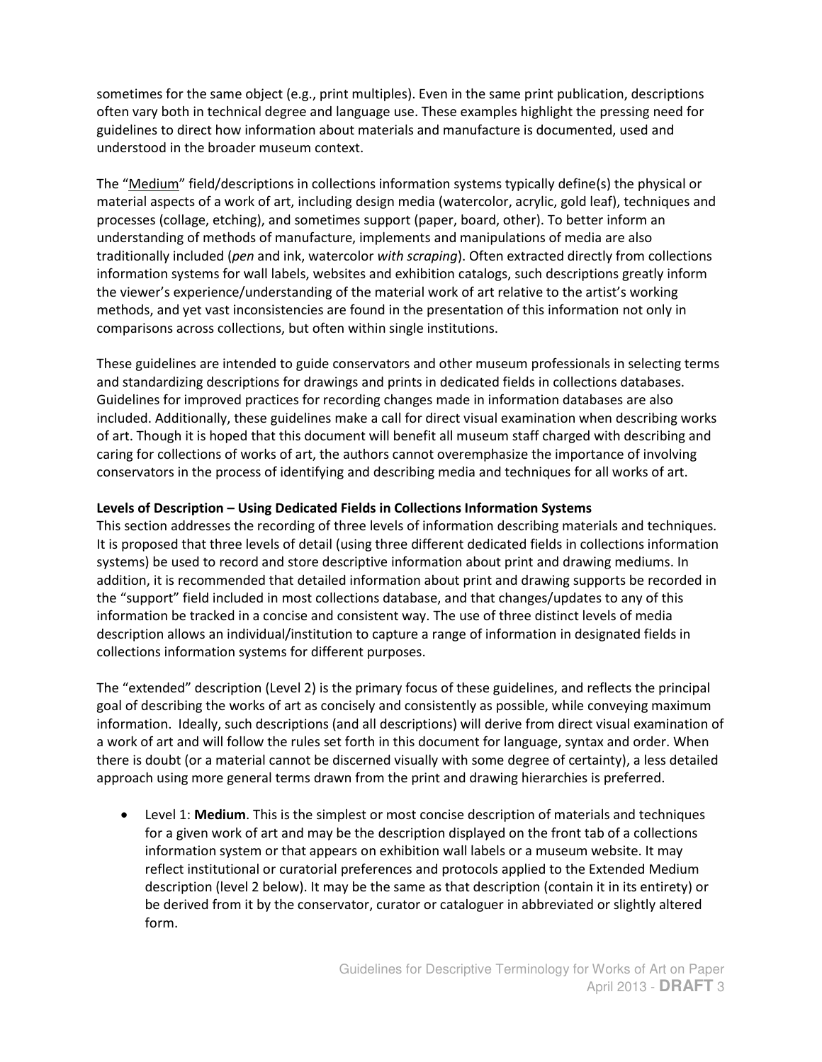sometimes for the same object (e.g., print multiples). Even in the same print publication, descriptions often vary both in technical degree and language use. These examples highlight the pressing need for guidelines to direct how information about materials and manufacture is documented, used and understood in the broader museum context.

The "Medium" field/descriptions in collections information systems typically define(s) the physical or material aspects of a work of art, including design media (watercolor, acrylic, gold leaf), techniques and processes (collage, etching), and sometimes support (paper, board, other). To better inform an understanding of methods of manufacture, implements and manipulations of media are also traditionally included (*pen* and ink, watercolor *with scraping*). Often extracted directly from collections information systems for wall labels, websites and exhibition catalogs, such descriptions greatly inform the viewer's experience/understanding of the material work of art relative to the artist's working methods, and yet vast inconsistencies are found in the presentation of this information not only in comparisons across collections, but often within single institutions.

These guidelines are intended to guide conservators and other museum professionals in selecting terms and standardizing descriptions for drawings and prints in dedicated fields in collections databases. Guidelines for improved practices for recording changes made in information databases are also included. Additionally, these guidelines make a call for direct visual examination when describing works of art. Though it is hoped that this document will benefit all museum staff charged with describing and caring for collections of works of art, the authors cannot overemphasize the importance of involving conservators in the process of identifying and describing media and techniques for all works of art.

**Levels of Description – Using Dedicated Fields in Collections Information Systems**

This section addresses the recording of three levels of information describing materials and techniques. It is proposed that three levels of detail (using three different dedicated fields in collections information systems) be used to record and store descriptive information about print and drawing mediums. In addition, it is recommended that detailed information about print and drawing supports be recorded in the "support" field included in most collections database, and that changes/updates to any of this information be tracked in a concise and consistent way. The use of three distinct levels of media description allows an individual/institution to capture a range of information in designated fields in collections information systems for different purposes.

The "extended" description (Level 2) is the primary focus of these guidelines, and reflects the principal goal of describing the works of art as concisely and consistently as possible, while conveying maximum information. Ideally, such descriptions (and all descriptions) will derive from direct visual examination of a work of art and will follow the rules set forth in this document for language, syntax and order. When there is doubt (or a material cannot be discerned visually with some degree of certainty), a less detailed approach using more general terms drawn from the print and drawing hierarchies is preferred.

- Level 1: **Medium**. This is the simplest or most concise description of materials and techniques for a given work of art and may be the description displayed on the front tab of a collections information system or that appears on exhibition wall labels or a museum website. It may reflect institutional or curatorial preferences and protocols applied to the Extended Medium description (level 2 below). It may be the same as that description (contain it in its entirety) or be derived from it by the conservator, curator or cataloguer in abbreviated or slightly altered form.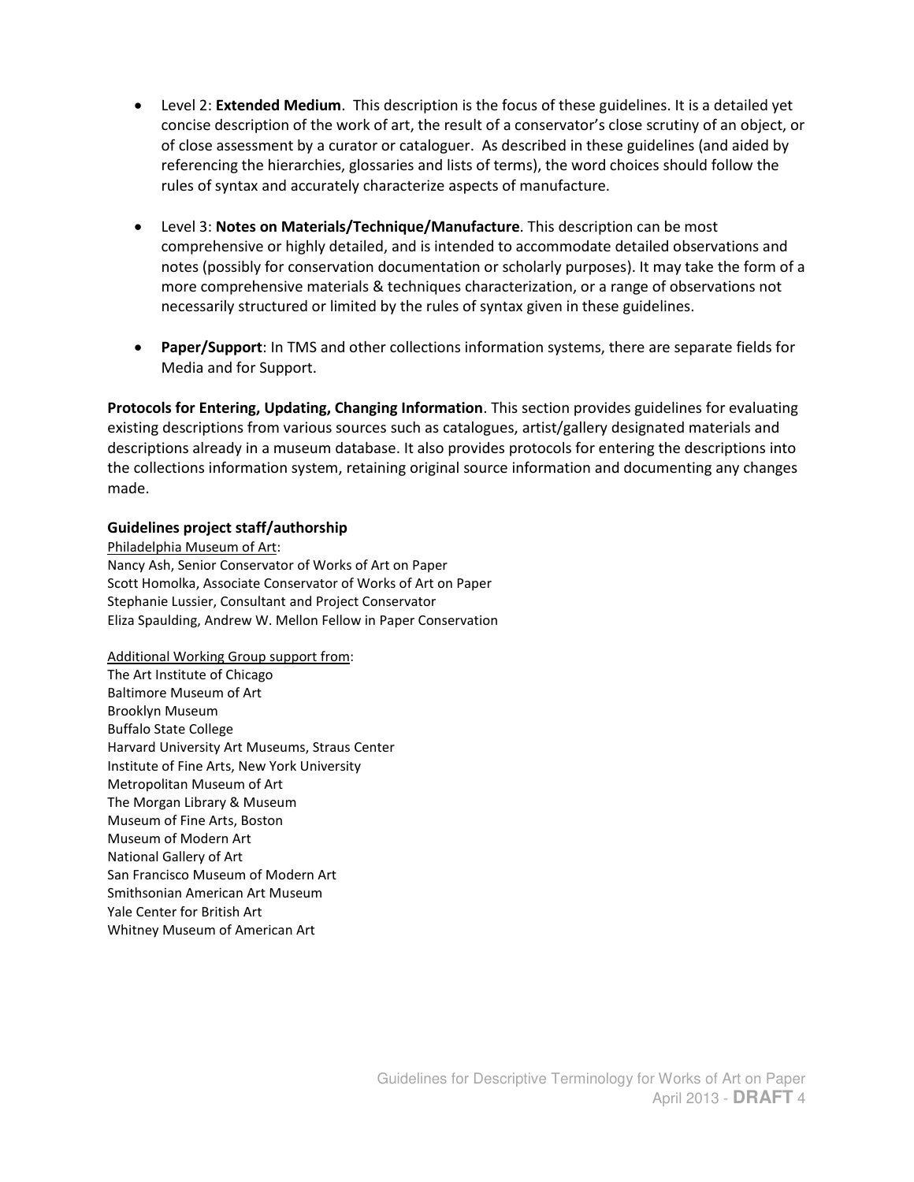- Level 2: **Extended Medium**. This description is the focus of these guidelines. It is a detailed yet concise description of the work of art, the result of a conservator's close scrutiny of an object, or of close assessment by a curator or cataloguer. As described in these guidelines (and aided by referencing the hierarchies, glossaries and lists of terms), the word choices should follow the rules of syntax and accurately characterize aspects of manufacture.

- Level 3: **Notes on Materials/Technique/Manufacture**. This description can be most comprehensive or highly detailed, and is intended to accommodate detailed observations and notes (possibly for conservation documentation or scholarly purposes). It may take the form of a more comprehensive materials & techniques characterization, or a range of observations not necessarily structured or limited by the rules of syntax given in these guidelines.

- **Paper/Support**: In TMS and other collections information systems, there are separate fields for Media and for Support.

**Protocols for Entering, Updating, Changing Information**. This section provides guidelines for evaluating existing descriptions from various sources such as catalogues, artist/gallery designated materials and descriptions already in a museum database. It also provides protocols for entering the descriptions into the collections information system, retaining original source information and documenting any changes made.

### Guidelines project staff/authorship

Philadelphia Museum of Art:
Nancy Ash, Senior Conservator of Works of Art on Paper
Scott Homolka, Associate Conservator of Works of Art on Paper
Stephanie Lussier, Consultant and Project Conservator
Eliza Spaulding, Andrew W. Mellon Fellow in Paper Conservation

Additional Working Group support from:
The Art Institute of Chicago
Baltimore Museum of Art
Brooklyn Museum
Buffalo State College
Harvard University Art Museums, Straus Center
Institute of Fine Arts, New York University
Metropolitan Museum of Art
The Morgan Library & Museum
Museum of Fine Arts, Boston
Museum of Modern Art
National Gallery of Art
San Francisco Museum of Modern Art
Smithsonian American Art Museum
Yale Center for British Art
Whitney Museum of American Art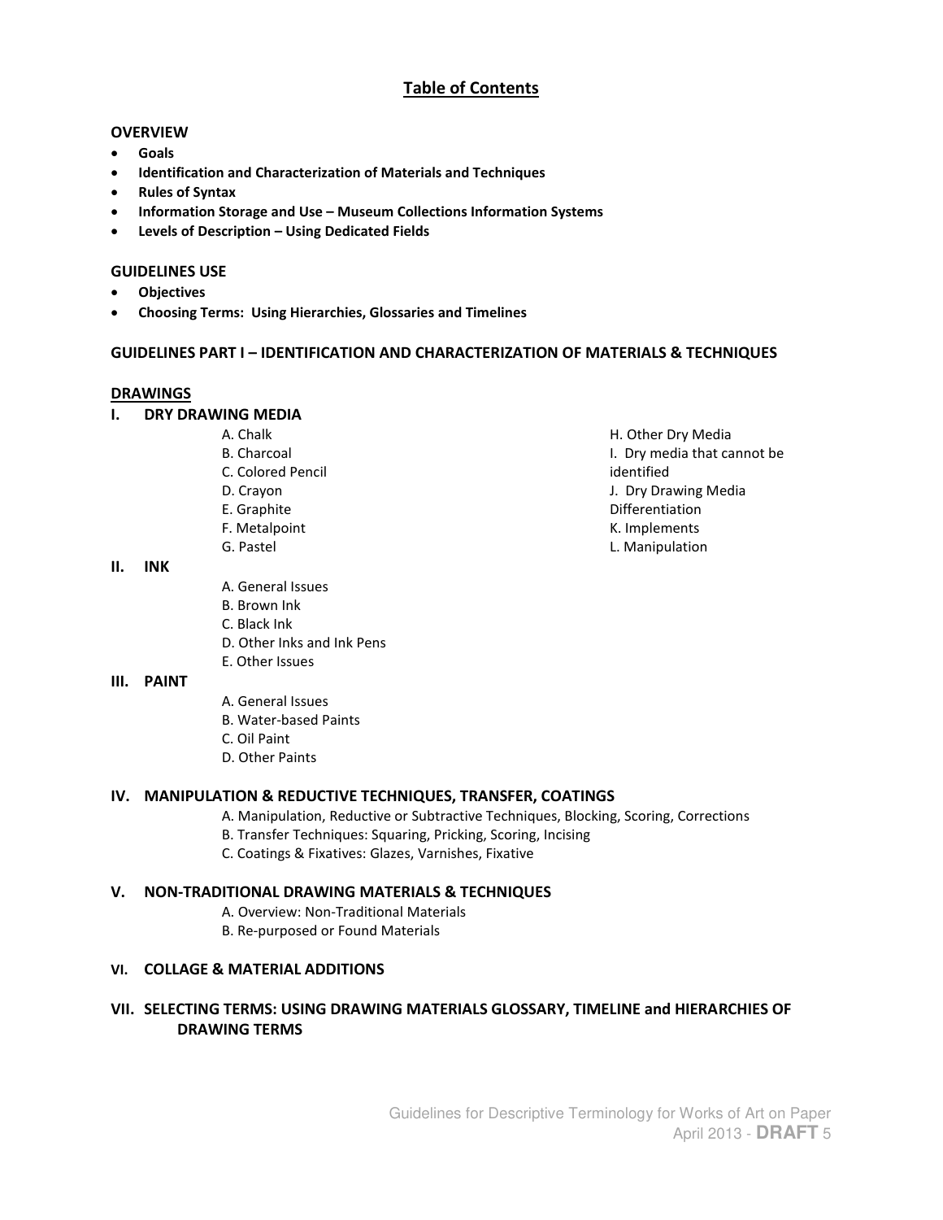# Table of Contents

## OVERVIEW

- **Goals**
- **Identification and Characterization of Materials and Techniques**
- **Rules of Syntax**
- **Information Storage and Use – Museum Collections Information Systems**
- **Levels of Description – Using Dedicated Fields**

## GUIDELINES USE

- **Objectives**
- **Choosing Terms: Using Hierarchies, Glossaries and Timelines**

## GUIDELINES PART I – IDENTIFICATION AND CHARACTERIZATION OF MATERIALS & TECHNIQUES

### DRAWINGS

#### I. DRY DRAWING MEDIA

A. Chalk
B. Charcoal
C. Colored Pencil
D. Crayon
E. Graphite
F. Metalpoint
G. Pastel
H. Other Dry Media
I. Dry media that cannot be identified
J. Dry Drawing Media Differentiation
K. Implements
L. Manipulation

#### II. INK

A. General Issues
B. Brown Ink
C. Black Ink
D. Other Inks and Ink Pens
E. Other Issues

#### III. PAINT

A. General Issues
B. Water-based Paints
C. Oil Paint
D. Other Paints

#### IV. MANIPULATION & REDUCTIVE TECHNIQUES, TRANSFER, COATINGS

A. Manipulation, Reductive or Subtractive Techniques, Blocking, Scoring, Corrections
B. Transfer Techniques: Squaring, Pricking, Scoring, Incising
C. Coatings & Fixatives: Glazes, Varnishes, Fixative

#### V. NON-TRADITIONAL DRAWING MATERIALS & TECHNIQUES

A. Overview: Non-Traditional Materials
B. Re-purposed or Found Materials

#### VI. COLLAGE & MATERIAL ADDITIONS

#### VII. SELECTING TERMS: USING DRAWING MATERIALS GLOSSARY, TIMELINE and HIERARCHIES OF DRAWING TERMS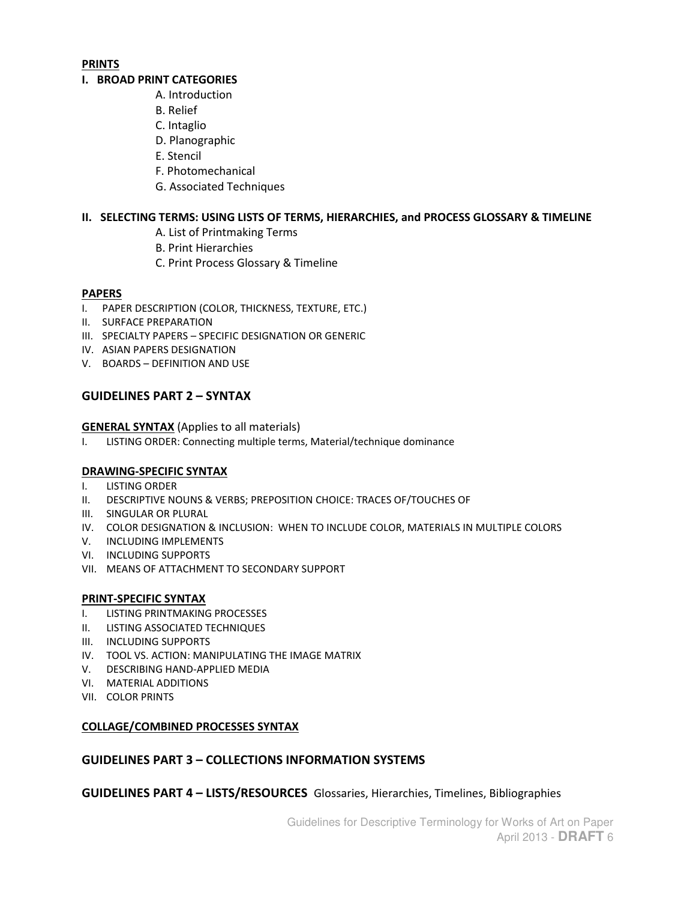**PRINTS**

**I. BROAD PRINT CATEGORIES**

- A. Introduction
- B. Relief
- C. Intaglio
- D. Planographic
- E. Stencil
- F. Photomechanical
- G. Associated Techniques

**II. SELECTING TERMS: USING LISTS OF TERMS, HIERARCHIES, and PROCESS GLOSSARY & TIMELINE**

- A. List of Printmaking Terms
- B. Print Hierarchies
- C. Print Process Glossary & Timeline

**PAPERS**

- I. PAPER DESCRIPTION (COLOR, THICKNESS, TEXTURE, ETC.)
- II. SURFACE PREPARATION
- III. SPECIALTY PAPERS – SPECIFIC DESIGNATION OR GENERIC
- IV. ASIAN PAPERS DESIGNATION
- V. BOARDS – DEFINITION AND USE

## GUIDELINES PART 2 – SYNTAX

**GENERAL SYNTAX** (Applies to all materials)

- I. LISTING ORDER: Connecting multiple terms, Material/technique dominance

**DRAWING-SPECIFIC SYNTAX**

- I. LISTING ORDER
- II. DESCRIPTIVE NOUNS & VERBS; PREPOSITION CHOICE: TRACES OF/TOUCHES OF
- III. SINGULAR OR PLURAL
- IV. COLOR DESIGNATION & INCLUSION: WHEN TO INCLUDE COLOR, MATERIALS IN MULTIPLE COLORS
- V. INCLUDING IMPLEMENTS
- VI. INCLUDING SUPPORTS
- VII. MEANS OF ATTACHMENT TO SECONDARY SUPPORT

**PRINT-SPECIFIC SYNTAX**

- I. LISTING PRINTMAKING PROCESSES
- II. LISTING ASSOCIATED TECHNIQUES
- III. INCLUDING SUPPORTS
- IV. TOOL VS. ACTION: MANIPULATING THE IMAGE MATRIX
- V. DESCRIBING HAND-APPLIED MEDIA
- VI. MATERIAL ADDITIONS
- VII. COLOR PRINTS

**COLLAGE/COMBINED PROCESSES SYNTAX**

## GUIDELINES PART 3 – COLLECTIONS INFORMATION SYSTEMS

## GUIDELINES PART 4 – LISTS/RESOURCES Glossaries, Hierarchies, Timelines, Bibliographies